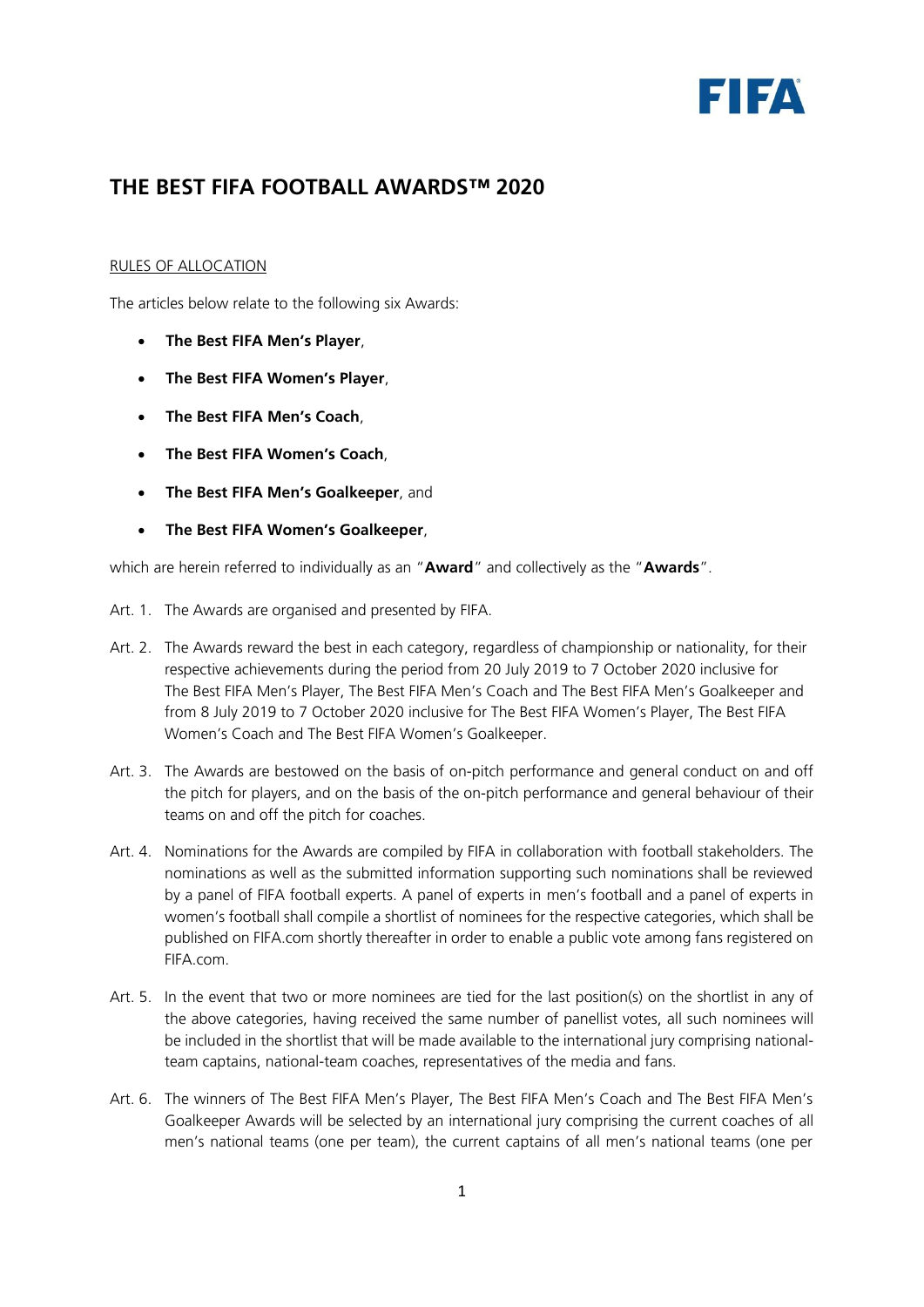# THE BEST FIFA FOOTBALL AWARDS™ 2020

RULES OF ALLOCATION

The articles below relate to the following six Awards:

- **The Best FIFA Men's Player**,
- **The Best FIFA Women's Player**,
- **The Best FIFA Men's Coach**,
- **The Best FIFA Women's Coach**,
- **The Best FIFA Men's Goalkeeper**, and
- **The Best FIFA Women's Goalkeeper**,

which are herein referred to individually as an "**Award**" and collectively as the "**Awards**".

Art. 1. The Awards are organised and presented by FIFA.

Art. 2. The Awards reward the best in each category, regardless of championship or nationality, for their respective achievements during the period from 20 July 2019 to 7 October 2020 inclusive for The Best FIFA Men's Player, The Best FIFA Men's Coach and The Best FIFA Men's Goalkeeper and from 8 July 2019 to 7 October 2020 inclusive for The Best FIFA Women's Player, The Best FIFA Women's Coach and The Best FIFA Women's Goalkeeper.

Art. 3. The Awards are bestowed on the basis of on-pitch performance and general conduct on and off the pitch for players, and on the basis of the on-pitch performance and general behaviour of their teams on and off the pitch for coaches.

Art. 4. Nominations for the Awards are compiled by FIFA in collaboration with football stakeholders. The nominations as well as the submitted information supporting such nominations shall be reviewed by a panel of FIFA football experts. A panel of experts in men's football and a panel of experts in women's football shall compile a shortlist of nominees for the respective categories, which shall be published on FIFA.com shortly thereafter in order to enable a public vote among fans registered on FIFA.com.

Art. 5. In the event that two or more nominees are tied for the last position(s) on the shortlist in any of the above categories, having received the same number of panellist votes, all such nominees will be included in the shortlist that will be made available to the international jury comprising national-team captains, national-team coaches, representatives of the media and fans.

Art. 6. The winners of The Best FIFA Men's Player, The Best FIFA Men's Coach and The Best FIFA Men's Goalkeeper Awards will be selected by an international jury comprising the current coaches of all men's national teams (one per team), the current captains of all men's national teams (one per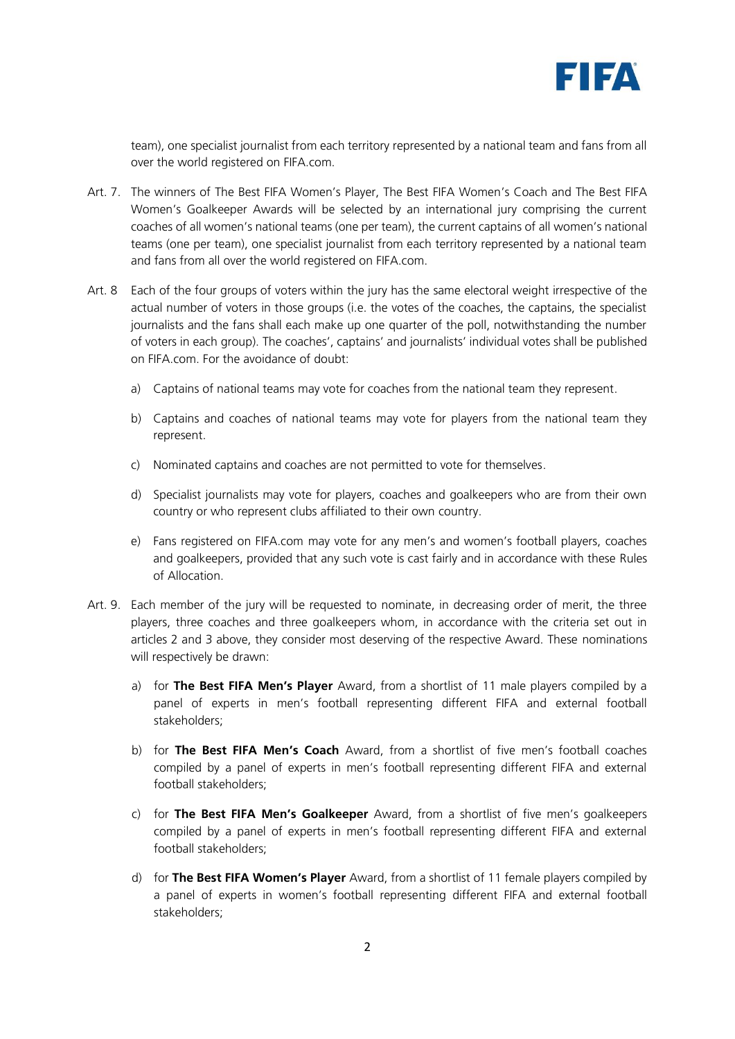team), one specialist journalist from each territory represented by a national team and fans from all over the world registered on FIFA.com.

Art. 7. The winners of The Best FIFA Women's Player, The Best FIFA Women's Coach and The Best FIFA Women's Goalkeeper Awards will be selected by an international jury comprising the current coaches of all women's national teams (one per team), the current captains of all women's national teams (one per team), one specialist journalist from each territory represented by a national team and fans from all over the world registered on FIFA.com.

Art. 8 Each of the four groups of voters within the jury has the same electoral weight irrespective of the actual number of voters in those groups (i.e. the votes of the coaches, the captains, the specialist journalists and the fans shall each make up one quarter of the poll, notwithstanding the number of voters in each group). The coaches', captains' and journalists' individual votes shall be published on FIFA.com. For the avoidance of doubt:

a) Captains of national teams may vote for coaches from the national team they represent.

b) Captains and coaches of national teams may vote for players from the national team they represent.

c) Nominated captains and coaches are not permitted to vote for themselves.

d) Specialist journalists may vote for players, coaches and goalkeepers who are from their own country or who represent clubs affiliated to their own country.

e) Fans registered on FIFA.com may vote for any men's and women's football players, coaches and goalkeepers, provided that any such vote is cast fairly and in accordance with these Rules of Allocation.

Art. 9. Each member of the jury will be requested to nominate, in decreasing order of merit, the three players, three coaches and three goalkeepers whom, in accordance with the criteria set out in articles 2 and 3 above, they consider most deserving of the respective Award. These nominations will respectively be drawn:

a) for **The Best FIFA Men's Player** Award, from a shortlist of 11 male players compiled by a panel of experts in men's football representing different FIFA and external football stakeholders;

b) for **The Best FIFA Men's Coach** Award, from a shortlist of five men's football coaches compiled by a panel of experts in men's football representing different FIFA and external football stakeholders;

c) for **The Best FIFA Men's Goalkeeper** Award, from a shortlist of five men's goalkeepers compiled by a panel of experts in men's football representing different FIFA and external football stakeholders;

d) for **The Best FIFA Women's Player** Award, from a shortlist of 11 female players compiled by a panel of experts in women's football representing different FIFA and external football stakeholders;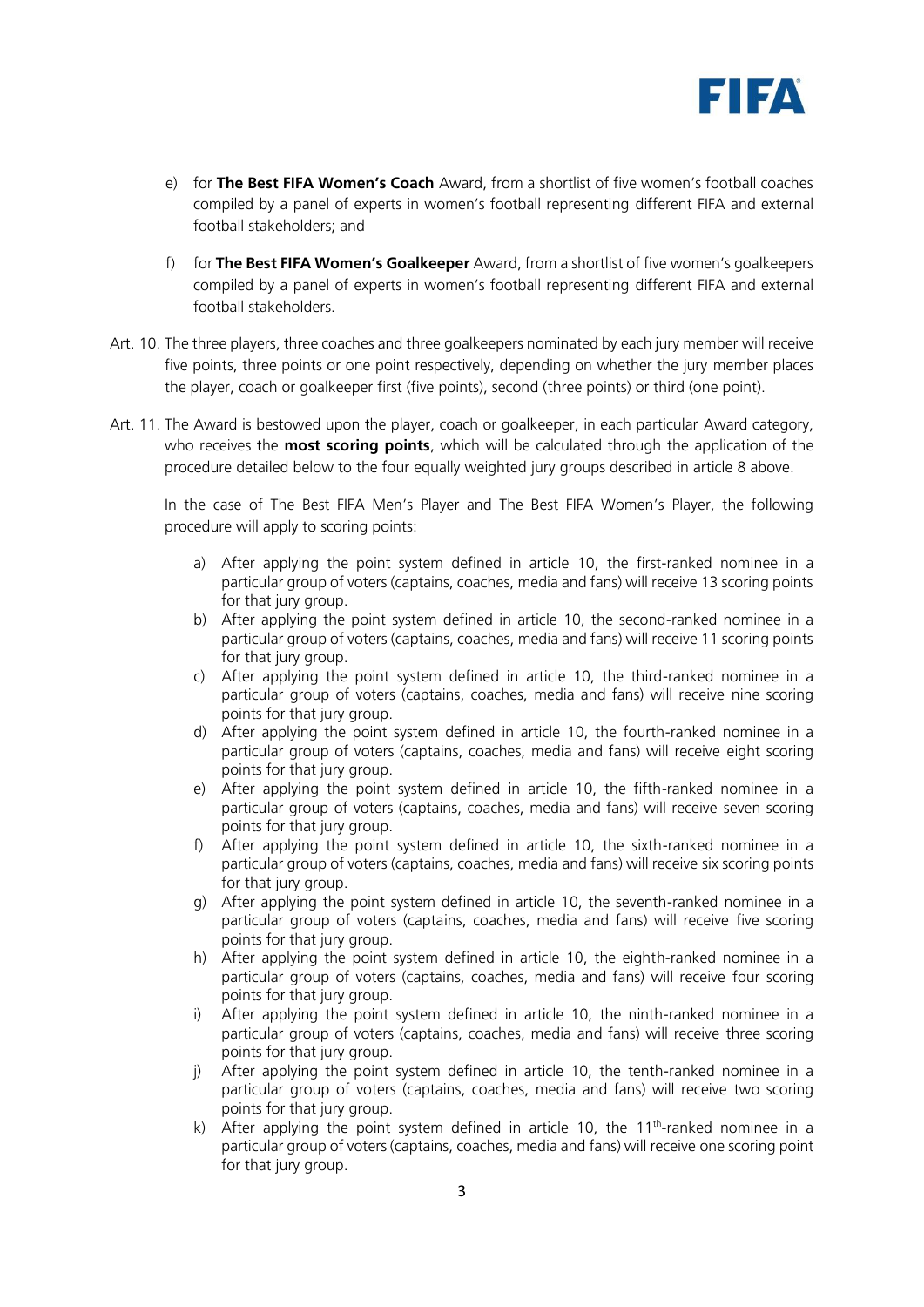e) for **The Best FIFA Women's Coach** Award, from a shortlist of five women's football coaches compiled by a panel of experts in women's football representing different FIFA and external football stakeholders; and

f) for **The Best FIFA Women's Goalkeeper** Award, from a shortlist of five women's goalkeepers compiled by a panel of experts in women's football representing different FIFA and external football stakeholders.

Art. 10. The three players, three coaches and three goalkeepers nominated by each jury member will receive five points, three points or one point respectively, depending on whether the jury member places the player, coach or goalkeeper first (five points), second (three points) or third (one point).

Art. 11. The Award is bestowed upon the player, coach or goalkeeper, in each particular Award category, who receives the **most scoring points**, which will be calculated through the application of the procedure detailed below to the four equally weighted jury groups described in article 8 above.

In the case of The Best FIFA Men's Player and The Best FIFA Women's Player, the following procedure will apply to scoring points:

a) After applying the point system defined in article 10, the first-ranked nominee in a particular group of voters (captains, coaches, media and fans) will receive 13 scoring points for that jury group.
b) After applying the point system defined in article 10, the second-ranked nominee in a particular group of voters (captains, coaches, media and fans) will receive 11 scoring points for that jury group.
c) After applying the point system defined in article 10, the third-ranked nominee in a particular group of voters (captains, coaches, media and fans) will receive nine scoring points for that jury group.
d) After applying the point system defined in article 10, the fourth-ranked nominee in a particular group of voters (captains, coaches, media and fans) will receive eight scoring points for that jury group.
e) After applying the point system defined in article 10, the fifth-ranked nominee in a particular group of voters (captains, coaches, media and fans) will receive seven scoring points for that jury group.
f) After applying the point system defined in article 10, the sixth-ranked nominee in a particular group of voters (captains, coaches, media and fans) will receive six scoring points for that jury group.
g) After applying the point system defined in article 10, the seventh-ranked nominee in a particular group of voters (captains, coaches, media and fans) will receive five scoring points for that jury group.
h) After applying the point system defined in article 10, the eighth-ranked nominee in a particular group of voters (captains, coaches, media and fans) will receive four scoring points for that jury group.
i) After applying the point system defined in article 10, the ninth-ranked nominee in a particular group of voters (captains, coaches, media and fans) will receive three scoring points for that jury group.
j) After applying the point system defined in article 10, the tenth-ranked nominee in a particular group of voters (captains, coaches, media and fans) will receive two scoring points for that jury group.
k) After applying the point system defined in article 10, the 11th-ranked nominee in a particular group of voters (captains, coaches, media and fans) will receive one scoring point for that jury group.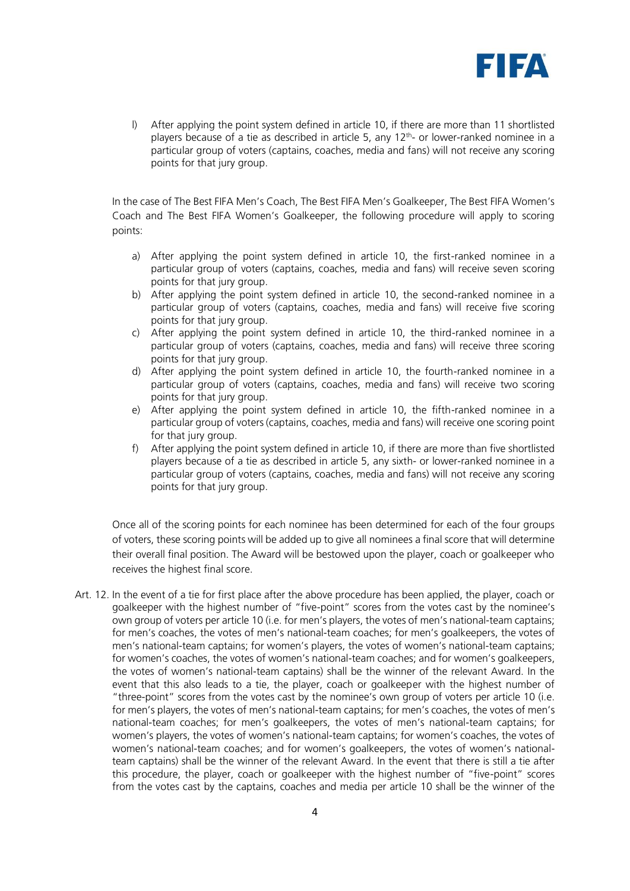l) After applying the point system defined in article 10, if there are more than 11 shortlisted players because of a tie as described in article 5, any 12th- or lower-ranked nominee in a particular group of voters (captains, coaches, media and fans) will not receive any scoring points for that jury group.

In the case of The Best FIFA Men's Coach, The Best FIFA Men's Goalkeeper, The Best FIFA Women's Coach and The Best FIFA Women's Goalkeeper, the following procedure will apply to scoring points:

a) After applying the point system defined in article 10, the first-ranked nominee in a particular group of voters (captains, coaches, media and fans) will receive seven scoring points for that jury group.
b) After applying the point system defined in article 10, the second-ranked nominee in a particular group of voters (captains, coaches, media and fans) will receive five scoring points for that jury group.
c) After applying the point system defined in article 10, the third-ranked nominee in a particular group of voters (captains, coaches, media and fans) will receive three scoring points for that jury group.
d) After applying the point system defined in article 10, the fourth-ranked nominee in a particular group of voters (captains, coaches, media and fans) will receive two scoring points for that jury group.
e) After applying the point system defined in article 10, the fifth-ranked nominee in a particular group of voters (captains, coaches, media and fans) will receive one scoring point for that jury group.
f) After applying the point system defined in article 10, if there are more than five shortlisted players because of a tie as described in article 5, any sixth- or lower-ranked nominee in a particular group of voters (captains, coaches, media and fans) will not receive any scoring points for that jury group.

Once all of the scoring points for each nominee has been determined for each of the four groups of voters, these scoring points will be added up to give all nominees a final score that will determine their overall final position. The Award will be bestowed upon the player, coach or goalkeeper who receives the highest final score.

Art. 12. In the event of a tie for first place after the above procedure has been applied, the player, coach or goalkeeper with the highest number of "five-point" scores from the votes cast by the nominee's own group of voters per article 10 (i.e. for men's players, the votes of men's national-team captains; for men's coaches, the votes of men's national-team coaches; for men's goalkeepers, the votes of men's national-team captains; for women's players, the votes of women's national-team captains; for women's coaches, the votes of women's national-team coaches; and for women's goalkeepers, the votes of women's national-team captains) shall be the winner of the relevant Award. In the event that this also leads to a tie, the player, coach or goalkeeper with the highest number of "three-point" scores from the votes cast by the nominee's own group of voters per article 10 (i.e. for men's players, the votes of men's national-team captains; for men's coaches, the votes of men's national-team coaches; for men's goalkeepers, the votes of men's national-team captains; for women's players, the votes of women's national-team captains; for women's coaches, the votes of women's national-team coaches; and for women's goalkeepers, the votes of women's national-team captains) shall be the winner of the relevant Award. In the event that there is still a tie after this procedure, the player, coach or goalkeeper with the highest number of "five-point" scores from the votes cast by the captains, coaches and media per article 10 shall be the winner of the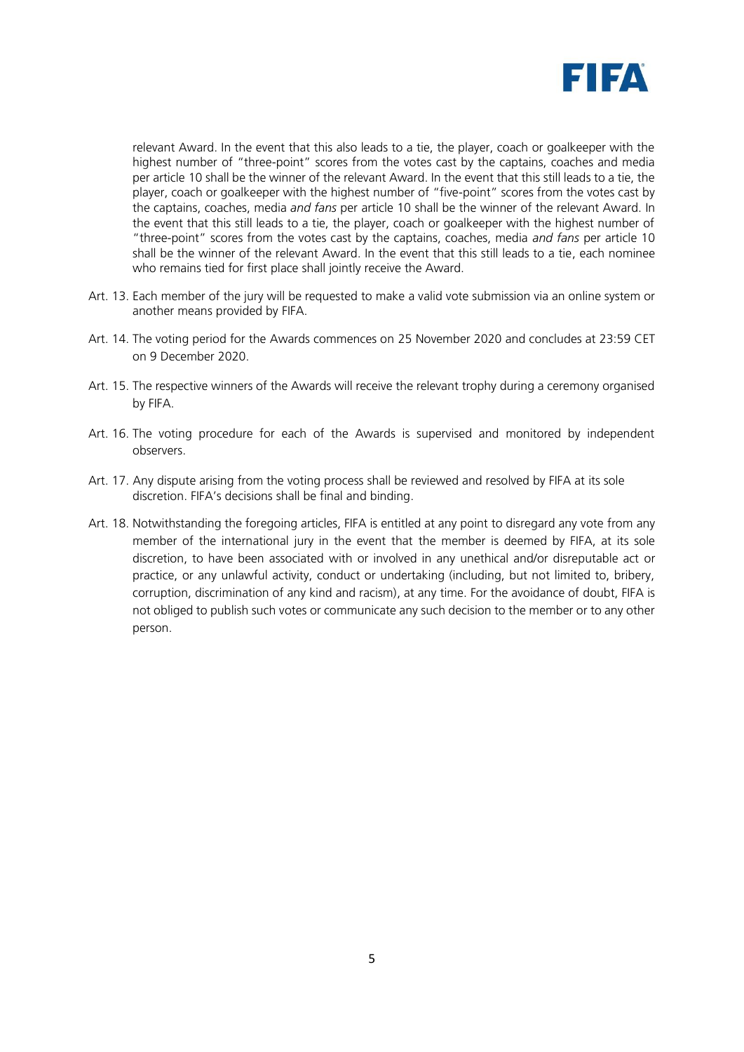relevant Award. In the event that this also leads to a tie, the player, coach or goalkeeper with the highest number of "three-point" scores from the votes cast by the captains, coaches and media per article 10 shall be the winner of the relevant Award. In the event that this still leads to a tie, the player, coach or goalkeeper with the highest number of "five-point" scores from the votes cast by the captains, coaches, media *and fans* per article 10 shall be the winner of the relevant Award. In the event that this still leads to a tie, the player, coach or goalkeeper with the highest number of "three-point" scores from the votes cast by the captains, coaches, media *and fans* per article 10 shall be the winner of the relevant Award. In the event that this still leads to a tie, each nominee who remains tied for first place shall jointly receive the Award.

Art. 13. Each member of the jury will be requested to make a valid vote submission via an online system or another means provided by FIFA.

Art. 14. The voting period for the Awards commences on 25 November 2020 and concludes at 23:59 CET on 9 December 2020.

Art. 15. The respective winners of the Awards will receive the relevant trophy during a ceremony organised by FIFA.

Art. 16. The voting procedure for each of the Awards is supervised and monitored by independent observers.

Art. 17. Any dispute arising from the voting process shall be reviewed and resolved by FIFA at its sole discretion. FIFA's decisions shall be final and binding.

Art. 18. Notwithstanding the foregoing articles, FIFA is entitled at any point to disregard any vote from any member of the international jury in the event that the member is deemed by FIFA, at its sole discretion, to have been associated with or involved in any unethical and/or disreputable act or practice, or any unlawful activity, conduct or undertaking (including, but not limited to, bribery, corruption, discrimination of any kind and racism), at any time. For the avoidance of doubt, FIFA is not obliged to publish such votes or communicate any such decision to the member or to any other person.